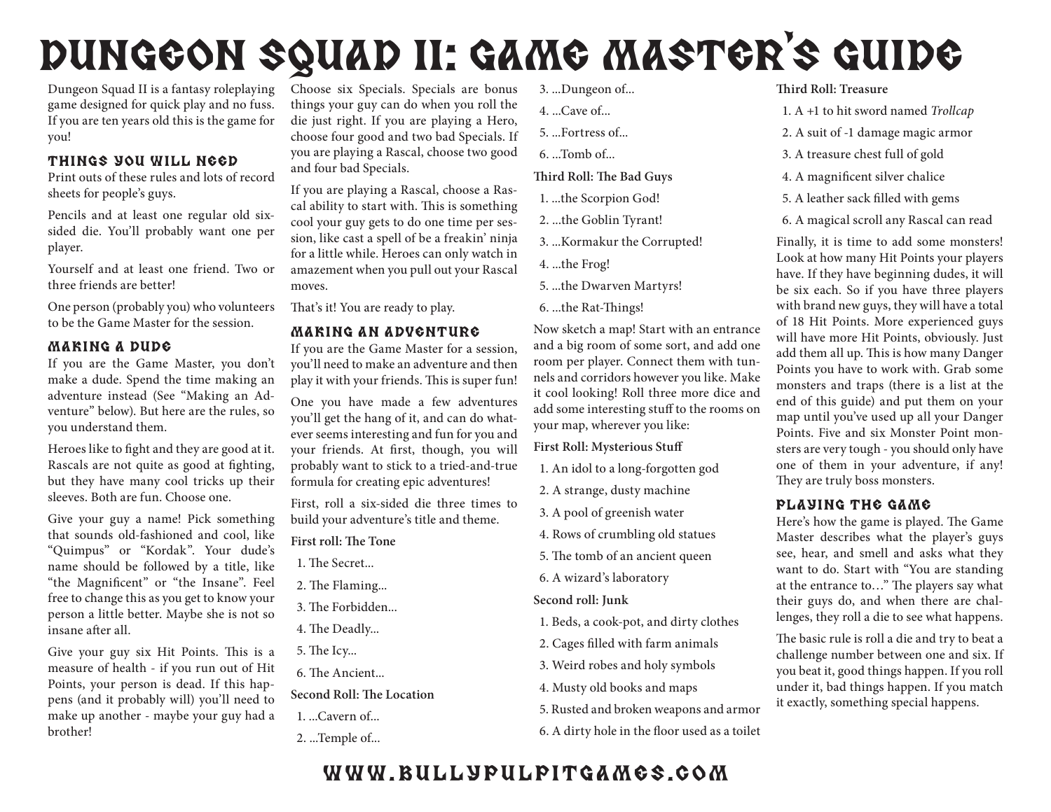# Dungeon Squad II: Game Master's Guide

Dungeon Squad II is a fantasy roleplaying game designed for quick play and no fuss. If you are ten years old this is the game for you!

## Things You Will Need

Print outs of these rules and lots of record sheets for people's guys.

Pencils and at least one regular old six-sided die. You'll probably want one per player.

Yourself and at least one friend. Two or three friends are better!

One person (probably you) who volunteers to be the Game Master for the session.

## Making a Dude

If you are the Game Master, you don't make a dude. Spend the time making an adventure instead (See "Making an Adventure" below). But here are the rules, so you understand them.

Heroes like to fight and they are good at it. Rascals are not quite as good at fighting, but they have many cool tricks up their sleeves. Both are fun. Choose one.

Give your guy a name! Pick something that sounds old-fashioned and cool, like "Quimpus" or "Kordak". Your dude's name should be followed by a title, like "the Magnificent" or "the Insane". Feel free to change this as you get to know your person a little better. Maybe she is not so insane after all.

Give your guy six Hit Points. This is a measure of health - if you run out of Hit Points, your person is dead. If this happens (and it probably will) you'll need to make up another - maybe your guy had a brother!

Choose six Specials. Specials are bonus things your guy can do when you roll the die just right. If you are playing a Hero, choose four good and two bad Specials. If you are playing a Rascal, choose two good and four bad Specials.

If you are playing a Rascal, choose a Rascal ability to start with. This is something cool your guy gets to do one time per session, like cast a spell of be a freakin' ninja for a little while. Heroes can only watch in amazement when you pull out your Rascal moves.

That's it! You are ready to play.

## Making an Adventure

If you are the Game Master for a session, you'll need to make an adventure and then play it with your friends. This is super fun!

One you have made a few adventures you'll get the hang of it, and can do whatever seems interesting and fun for you and your friends. At first, though, you will probably want to stick to a tried-and-true formula for creating epic adventures!

First, roll a six-sided die three times to build your adventure's title and theme.

**First roll: The Tone**

1. The Secret...
2. The Flaming...
3. The Forbidden...
4. The Deadly...
5. The Icy...
6. The Ancient...

**Second Roll: The Location**

1. ...Cavern of...
2. ...Temple of...
3. ...Dungeon of...
4. ...Cave of...
5. ...Fortress of...
6. ...Tomb of...

**Third Roll: The Bad Guys**

1. ...the Scorpion God!
2. ...the Goblin Tyrant!
3. ...Kormakur the Corrupted!
4. ...the Frog!
5. ...the Dwarven Martyrs!
6. ...the Rat-Things!

Now sketch a map! Start with an entrance and a big room of some sort, and add one room per player. Connect them with tunnels and corridors however you like. Make it cool looking! Roll three more dice and add some interesting stuff to the rooms on your map, wherever you like:

**First Roll: Mysterious Stuff**

1. An idol to a long-forgotten god
2. A strange, dusty machine
3. A pool of greenish water
4. Rows of crumbling old statues
5. The tomb of an ancient queen
6. A wizard's laboratory

**Second roll: Junk**

1. Beds, a cook-pot, and dirty clothes
2. Cages filled with farm animals
3. Weird robes and holy symbols
4. Musty old books and maps
5. Rusted and broken weapons and armor
6. A dirty hole in the floor used as a toilet

**Third Roll: Treasure**

1. A +1 to hit sword named *Trollcap*
2. A suit of -1 damage magic armor
3. A treasure chest full of gold
4. A magnificent silver chalice
5. A leather sack filled with gems
6. A magical scroll any Rascal can read

Finally, it is time to add some monsters! Look at how many Hit Points your players have. If they have beginning dudes, it will be six each. So if you have three players with brand new guys, they will have a total of 18 Hit Points. More experienced guys will have more Hit Points, obviously. Just add them all up. This is how many Danger Points you have to work with. Grab some monsters and traps (there is a list at the end of this guide) and put them on your map until you've used up all your Danger Points. Five and six Monster Point monsters are very tough - you should only have one of them in your adventure, if any! They are truly boss monsters.

## Playing the Game

Here's how the game is played. The Game Master describes what the player's guys see, hear, and smell and asks what they want to do. Start with "You are standing at the entrance to…" The players say what their guys do, and when there are challenges, they roll a die to see what happens.

The basic rule is roll a die and try to beat a challenge number between one and six. If you beat it, good things happen. If you roll under it, bad things happen. If you match it exactly, something special happens.

www.bullypulpitgames.com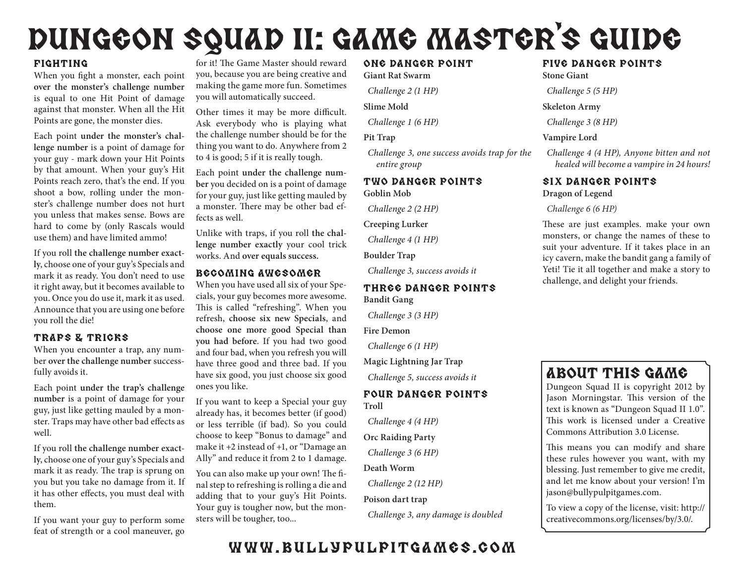# DUNGEON SQUAD II: GAME MASTER'S GUIDE

## FIGHTING

When you fight a monster, each point **over the monster's challenge number** is equal to one Hit Point of damage against that monster. When all the Hit Points are gone, the monster dies.

Each point **under the monster's challenge number** is a point of damage for your guy - mark down your Hit Points by that amount. When your guy's Hit Points reach zero, that's the end. If you shoot a bow, rolling under the monster's challenge number does not hurt you unless that makes sense. Bows are hard to come by (only Rascals would use them) and have limited ammo!

If you roll **the challenge number exactly**, choose one of your guy's Specials and mark it as ready. You don't need to use it right away, but it becomes available to you. Once you do use it, mark it as used. Announce that you are using one before you roll the die!

## TRAPS & TRICKS

When you encounter a trap, any number **over the challenge number** successfully avoids it.

Each point **under the trap's challenge number** is a point of damage for your guy, just like getting mauled by a monster. Traps may have other bad effects as well.

If you roll **the challenge number exactly**, choose one of your guy's Specials and mark it as ready. The trap is sprung on you but you take no damage from it. If it has other effects, you must deal with them.

If you want your guy to perform some feat of strength or a cool maneuver, go for it! The Game Master should reward you, because you are being creative and making the game more fun. Sometimes you will automatically succeed.

Other times it may be more difficult. Ask everybody who is playing what the challenge number should be for the thing you want to do. Anywhere from 2 to 4 is good; 5 if it is really tough.

Each point **under the challenge number** you decided on is a point of damage for your guy, just like getting mauled by a monster. There may be other bad effects as well.

Unlike with traps, if you roll **the challenge number exactly** your cool trick works. And **over equals success.**

## BECOMING AWESOMER

When you have used all six of your Specials, your guy becomes more awesome. This is called "refreshing". When you refresh, **choose six new Specials**, and **choose one more good Special than you had before**. If you had two good and four bad, when you refresh you will have three good and three bad. If you have six good, you just choose six good ones you like.

If you want to keep a Special your guy already has, it becomes better (if good) or less terrible (if bad). So you could choose to keep "Bonus to damage" and make it +2 instead of +1, or "Damage an Ally" and reduce it from 2 to 1 damage.

You can also make up your own! The final step to refreshing is rolling a die and adding that to your guy's Hit Points. Your guy is tougher now, but the monsters will be tougher, too...

## ONE DANGER POINT

**Giant Rat Swarm**

*Challenge 2 (1 HP)*

**Slime Mold**

*Challenge 1 (6 HP)*

**Pit Trap**

*Challenge 3, one success avoids trap for the entire group*

## TWO DANGER POINTS

**Goblin Mob**

*Challenge 2 (2 HP)*

**Creeping Lurker**

*Challenge 4 (1 HP)*

**Boulder Trap**

*Challenge 3, success avoids it*

## THREE DANGER POINTS

**Bandit Gang**

*Challenge 3 (3 HP)*

**Fire Demon**

*Challenge 6 (1 HP)*

**Magic Lightning Jar Trap**

*Challenge 5, success avoids it*

## FOUR DANGER POINTS

**Troll**

*Challenge 4 (4 HP)*

**Orc Raiding Party**

*Challenge 3 (6 HP)*

**Death Worm**

*Challenge 2 (12 HP)*

**Poison dart trap**

*Challenge 3, any damage is doubled*

## FIVE DANGER POINTS

**Stone Giant**

*Challenge 5 (5 HP)*

**Skeleton Army**

*Challenge 3 (8 HP)*

**Vampire Lord**

*Challenge 4 (4 HP), Anyone bitten and not healed will become a vampire in 24 hours!*

## SIX DANGER POINTS

**Dragon of Legend**

*Challenge 6 (6 HP)*

These are just examples. make your own monsters, or change the names of these to suit your adventure. If it takes place in an icy cavern, make the bandit gang a family of Yeti! Tie it all together and make a story to challenge, and delight your friends.

## ABOUT THIS GAME

Dungeon Squad II is copyright 2012 by Jason Morningstar. This version of the text is known as "Dungeon Squad II 1.0". This work is licensed under a Creative Commons Attribution 3.0 License.

This means you can modify and share these rules however you want, with my blessing. Just remember to give me credit, and let me know about your version! I'm jason@bullypulpitgames.com.

To view a copy of the license, visit: http://creativecommons.org/licenses/by/3.0/.

WWW.BULLYPULPITGAMES.COM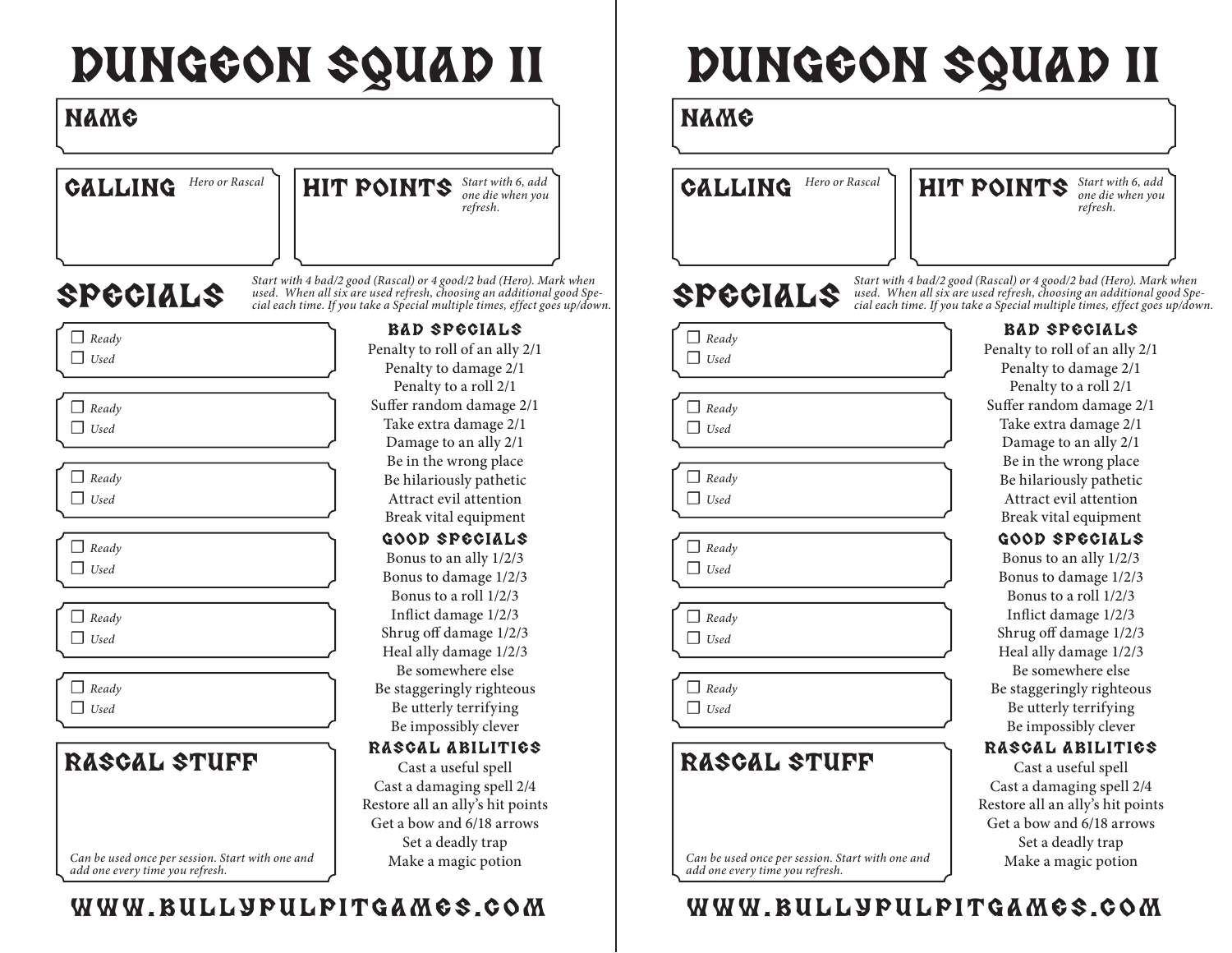# DUNGEON SQUAD II

## NAME

## CALLING

*Hero or Rascal*

## HIT POINTS

*Start with 6, add one die when you refresh.*

## SPECIALS

*Start with 4 bad/2 good (Rascal) or 4 good/2 bad (Hero). Mark when used. When all six are used refresh, choosing an additional good Special each time. If you take a Special multiple times, effect goes up/down.*

- ☐ *Ready* ☐ *Used*
- ☐ *Ready* ☐ *Used*
- ☐ *Ready* ☐ *Used*
- ☐ *Ready* ☐ *Used*
- ☐ *Ready* ☐ *Used*
- ☐ *Ready* ☐ *Used*

### BAD SPECIALS

Penalty to roll of an ally 2/1
Penalty to damage 2/1
Penalty to a roll 2/1
Suffer random damage 2/1
Take extra damage 2/1
Damage to an ally 2/1
Be in the wrong place
Be hilariously pathetic
Attract evil attention
Break vital equipment

### GOOD SPECIALS

Bonus to an ally 1/2/3
Bonus to damage 1/2/3
Bonus to a roll 1/2/3
Inflict damage 1/2/3
Shrug off damage 1/2/3
Heal ally damage 1/2/3
Be somewhere else
Be staggeringly righteous
Be utterly terrifying
Be impossibly clever

### RASCAL ABILITIES

Cast a useful spell
Cast a damaging spell 2/4
Restore all an ally's hit points
Get a bow and 6/18 arrows
Set a deadly trap
Make a magic potion

## RASCAL STUFF

*Can be used once per session. Start with one and add one every time you refresh.*

WWW.BULLYPULPITGAMES.COM

---

# DUNGEON SQUAD II

## NAME

## CALLING

*Hero or Rascal*

## HIT POINTS

*Start with 6, add one die when you refresh.*

## SPECIALS

*Start with 4 bad/2 good (Rascal) or 4 good/2 bad (Hero). Mark when used. When all six are used refresh, choosing an additional good Special each time. If you take a Special multiple times, effect goes up/down.*

- ☐ *Ready* ☐ *Used*
- ☐ *Ready* ☐ *Used*
- ☐ *Ready* ☐ *Used*
- ☐ *Ready* ☐ *Used*
- ☐ *Ready* ☐ *Used*
- ☐ *Ready* ☐ *Used*

### BAD SPECIALS

Penalty to roll of an ally 2/1
Penalty to damage 2/1
Penalty to a roll 2/1
Suffer random damage 2/1
Take extra damage 2/1
Damage to an ally 2/1
Be in the wrong place
Be hilariously pathetic
Attract evil attention
Break vital equipment

### GOOD SPECIALS

Bonus to an ally 1/2/3
Bonus to damage 1/2/3
Bonus to a roll 1/2/3
Inflict damage 1/2/3
Shrug off damage 1/2/3
Heal ally damage 1/2/3
Be somewhere else
Be staggeringly righteous
Be utterly terrifying
Be impossibly clever

### RASCAL ABILITIES

Cast a useful spell
Cast a damaging spell 2/4
Restore all an ally's hit points
Get a bow and 6/18 arrows
Set a deadly trap
Make a magic potion

## RASCAL STUFF

*Can be used once per session. Start with one and add one every time you refresh.*

WWW.BULLYPULPITGAMES.COM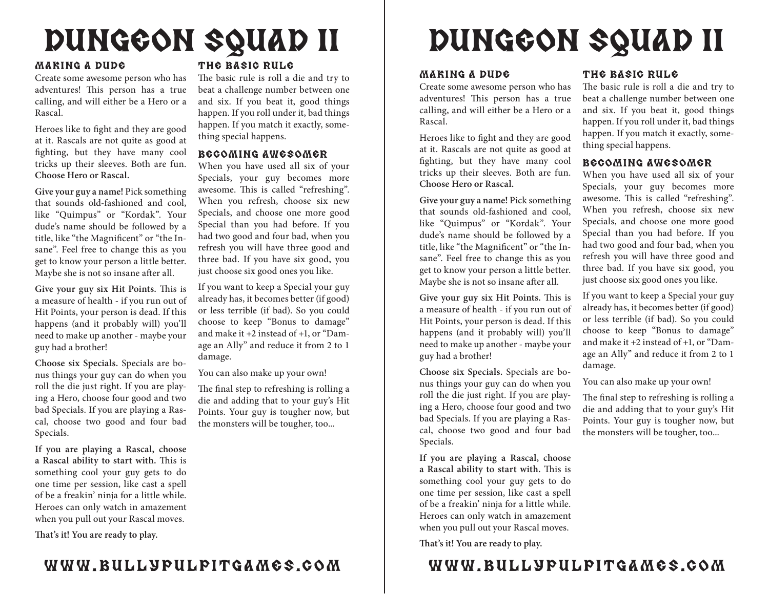# DUNGEON SQUAD II

## MAKING A DUDE

Create some awesome person who has adventures! This person has a true calling, and will either be a Hero or a Rascal.

Heroes like to fight and they are good at it. Rascals are not quite as good at fighting, but they have many cool tricks up their sleeves. Both are fun. **Choose Hero or Rascal.**

**Give your guy a name!** Pick something that sounds old-fashioned and cool, like "Quimpus" or "Kordak". Your dude's name should be followed by a title, like "the Magnificent" or "the Insane". Feel free to change this as you get to know your person a little better. Maybe she is not so insane after all.

**Give your guy six Hit Points.** This is a measure of health - if you run out of Hit Points, your person is dead. If this happens (and it probably will) you'll need to make up another - maybe your guy had a brother!

**Choose six Specials.** Specials are bonus things your guy can do when you roll the die just right. If you are playing a Hero, choose four good and two bad Specials. If you are playing a Rascal, choose two good and four bad Specials.

**If you are playing a Rascal, choose a Rascal ability to start with.** This is something cool your guy gets to do one time per session, like cast a spell of be a freakin' ninja for a little while. Heroes can only watch in amazement when you pull out your Rascal moves.

**That's it! You are ready to play.**

## THE BASIC RULE

The basic rule is roll a die and try to beat a challenge number between one and six. If you beat it, good things happen. If you roll under it, bad things happen. If you match it exactly, something special happens.

## BECOMING AWESOMER

When you have used all six of your Specials, your guy becomes more awesome. This is called "refreshing". When you refresh, choose six new Specials, and choose one more good Special than you had before. If you had two good and four bad, when you refresh you will have three good and three bad. If you have six good, you just choose six good ones you like.

If you want to keep a Special your guy already has, it becomes better (if good) or less terrible (if bad). So you could choose to keep "Bonus to damage" and make it +2 instead of +1, or "Damage an Ally" and reduce it from 2 to 1 damage.

You can also make up your own!

The final step to refreshing is rolling a die and adding that to your guy's Hit Points. Your guy is tougher now, but the monsters will be tougher, too...

WWW.BULLYPULPITGAMES.COM

# DUNGEON SQUAD II

## MAKING A DUDE

Create some awesome person who has adventures! This person has a true calling, and will either be a Hero or a Rascal.

Heroes like to fight and they are good at it. Rascals are not quite as good at fighting, but they have many cool tricks up their sleeves. Both are fun. **Choose Hero or Rascal.**

**Give your guy a name!** Pick something that sounds old-fashioned and cool, like "Quimpus" or "Kordak". Your dude's name should be followed by a title, like "the Magnificent" or "the Insane". Feel free to change this as you get to know your person a little better. Maybe she is not so insane after all.

**Give your guy six Hit Points.** This is a measure of health - if you run out of Hit Points, your person is dead. If this happens (and it probably will) you'll need to make up another - maybe your guy had a brother!

**Choose six Specials.** Specials are bonus things your guy can do when you roll the die just right. If you are playing a Hero, choose four good and two bad Specials. If you are playing a Rascal, choose two good and four bad Specials.

**If you are playing a Rascal, choose a Rascal ability to start with.** This is something cool your guy gets to do one time per session, like cast a spell of be a freakin' ninja for a little while. Heroes can only watch in amazement when you pull out your Rascal moves.

**That's it! You are ready to play.**

## THE BASIC RULE

The basic rule is roll a die and try to beat a challenge number between one and six. If you beat it, good things happen. If you roll under it, bad things happen. If you match it exactly, something special happens.

## BECOMING AWESOMER

When you have used all six of your Specials, your guy becomes more awesome. This is called "refreshing". When you refresh, choose six new Specials, and choose one more good Special than you had before. If you had two good and four bad, when you refresh you will have three good and three bad. If you have six good, you just choose six good ones you like.

If you want to keep a Special your guy already has, it becomes better (if good) or less terrible (if bad). So you could choose to keep "Bonus to damage" and make it +2 instead of +1, or "Damage an Ally" and reduce it from 2 to 1 damage.

You can also make up your own!

The final step to refreshing is rolling a die and adding that to your guy's Hit Points. Your guy is tougher now, but the monsters will be tougher, too...

WWW.BULLYPULPITGAMES.COM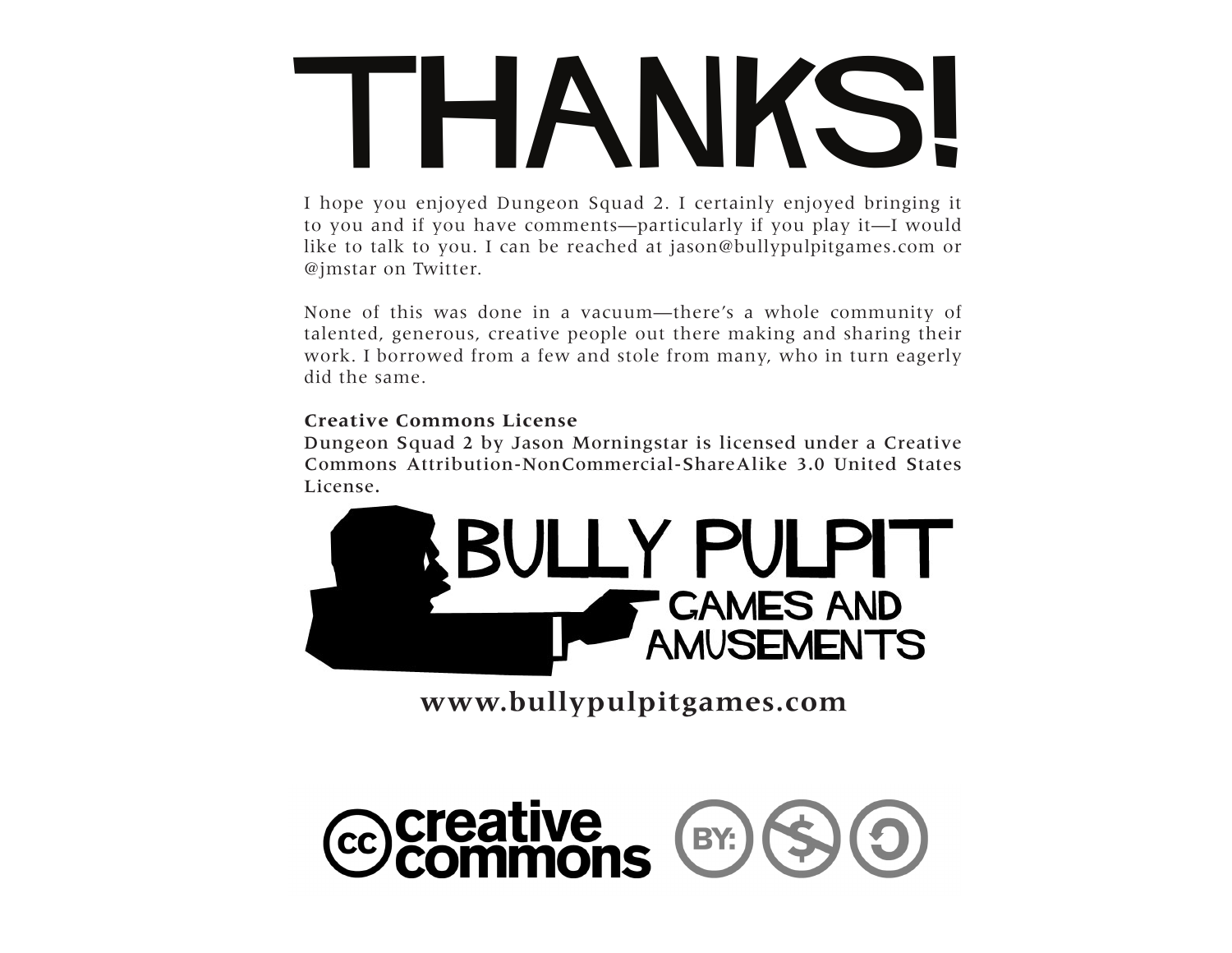# THANKS!

I hope you enjoyed Dungeon Squad 2. I certainly enjoyed bringing it to you and if you have comments—particularly if you play it—I would like to talk to you. I can be reached at jason@bullypulpitgames.com or @jmstar on Twitter.

None of this was done in a vacuum—there's a whole community of talented, generous, creative people out there making and sharing their work. I borrowed from a few and stole from many, who in turn eagerly did the same.

**Creative Commons License**

**Dungeon Squad 2 by Jason Morningstar is licensed under a Creative Commons Attribution-NonCommercial-ShareAlike 3.0 United States License.**

BULLY PULPIT GAMES AND AMUSEMENTS

**www.bullypulpitgames.com**

creative commons BY: